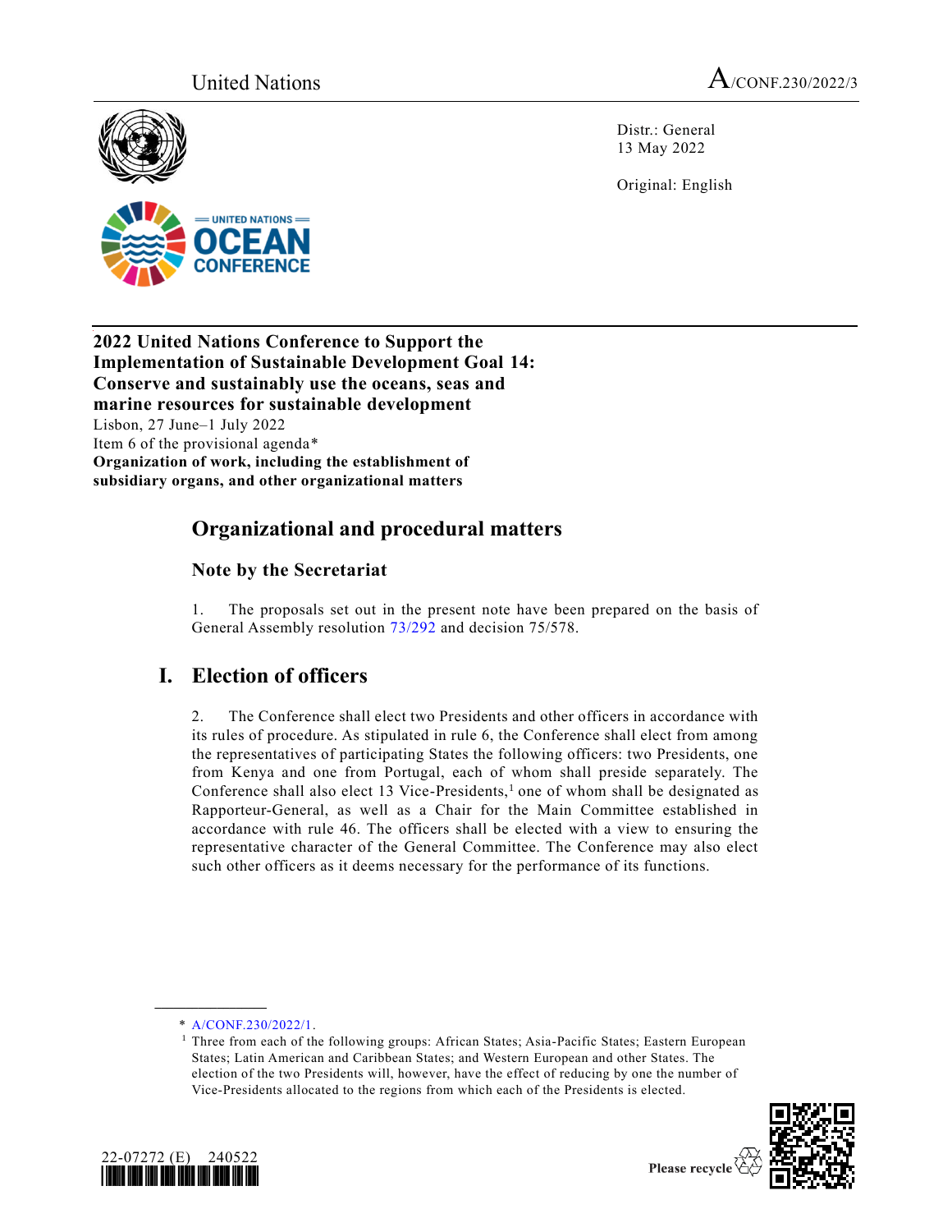United Nations

A/CONF.230/2022/3

Distr.: General
13 May 2022

Original: English

**2022 United Nations Conference to Support the Implementation of Sustainable Development Goal 14: Conserve and sustainably use the oceans, seas and marine resources for sustainable development**
Lisbon, 27 June–1 July 2022
Item 6 of the provisional agenda*
**Organization of work, including the establishment of subsidiary organs, and other organizational matters**

# Organizational and procedural matters

## Note by the Secretariat

1. The proposals set out in the present note have been prepared on the basis of General Assembly resolution 73/292 and decision 75/578.

# I. Election of officers

2. The Conference shall elect two Presidents and other officers in accordance with its rules of procedure. As stipulated in rule 6, the Conference shall elect from among the representatives of participating States the following officers: two Presidents, one from Kenya and one from Portugal, each of whom shall preside separately. The Conference shall also elect 13 Vice-Presidents,[1] one of whom shall be designated as Rapporteur-General, as well as a Chair for the Main Committee established in accordance with rule 46. The officers shall be elected with a view to ensuring the representative character of the General Committee. The Conference may also elect such other officers as it deems necessary for the performance of its functions.

---

\* A/CONF.230/2022/1.

[1] Three from each of the following groups: African States; Asia-Pacific States; Eastern European States; Latin American and Caribbean States; and Western European and other States. The election of the two Presidents will, however, have the effect of reducing by one the number of Vice-Presidents allocated to the regions from which each of the Presidents is elected.

22-07272 (E) 240522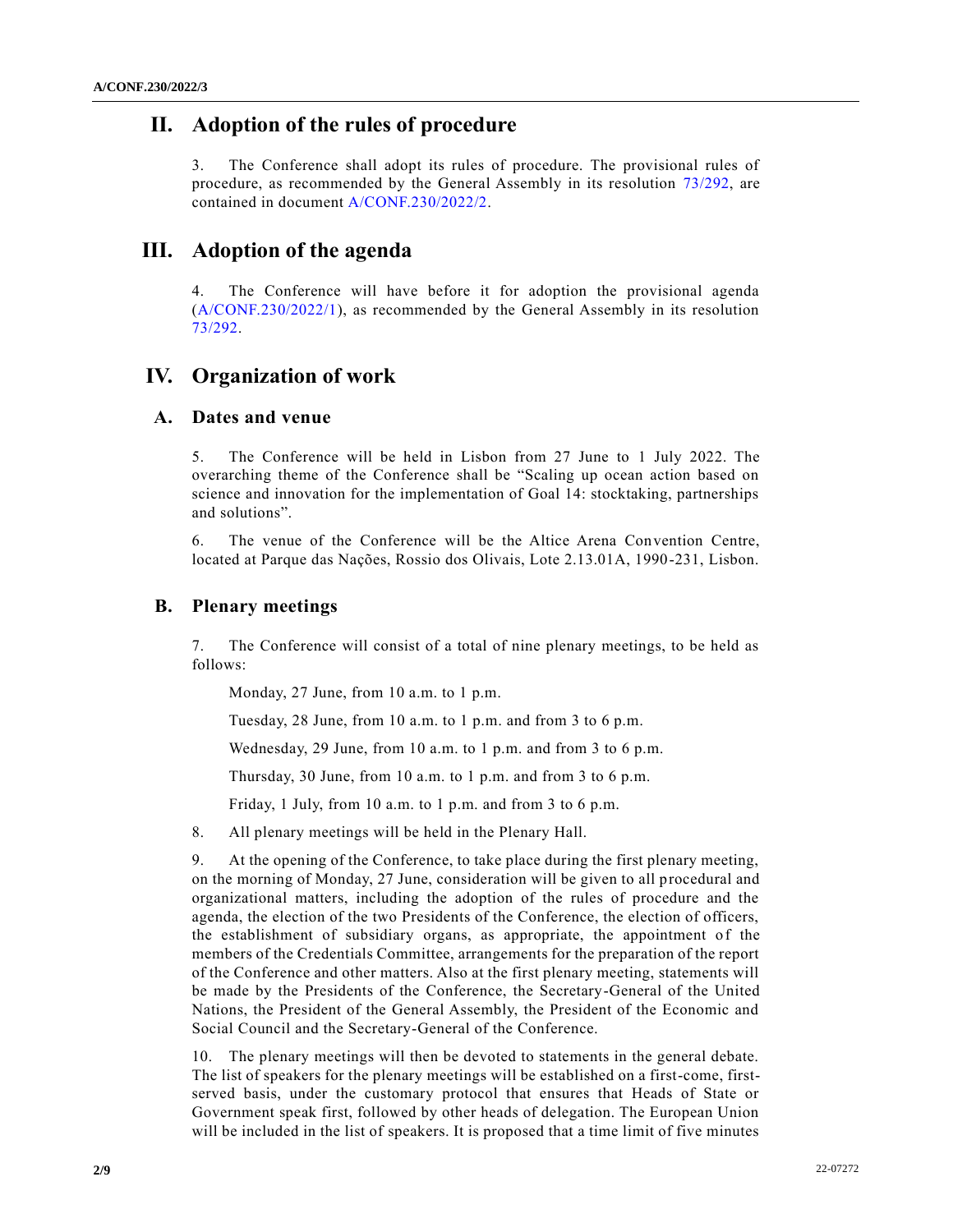## II. Adoption of the rules of procedure

3. The Conference shall adopt its rules of procedure. The provisional rules of procedure, as recommended by the General Assembly in its resolution 73/292, are contained in document A/CONF.230/2022/2.

## III. Adoption of the agenda

4. The Conference will have before it for adoption the provisional agenda (A/CONF.230/2022/1), as recommended by the General Assembly in its resolution 73/292.

## IV. Organization of work

### A. Dates and venue

5. The Conference will be held in Lisbon from 27 June to 1 July 2022. The overarching theme of the Conference shall be "Scaling up ocean action based on science and innovation for the implementation of Goal 14: stocktaking, partnerships and solutions".

6. The venue of the Conference will be the Altice Arena Convention Centre, located at Parque das Nações, Rossio dos Olivais, Lote 2.13.01A, 1990-231, Lisbon.

### B. Plenary meetings

7. The Conference will consist of a total of nine plenary meetings, to be held as follows:

Monday, 27 June, from 10 a.m. to 1 p.m.

Tuesday, 28 June, from 10 a.m. to 1 p.m. and from 3 to 6 p.m.

Wednesday, 29 June, from 10 a.m. to 1 p.m. and from 3 to 6 p.m.

Thursday, 30 June, from 10 a.m. to 1 p.m. and from 3 to 6 p.m.

Friday, 1 July, from 10 a.m. to 1 p.m. and from 3 to 6 p.m.

8. All plenary meetings will be held in the Plenary Hall.

9. At the opening of the Conference, to take place during the first plenary meeting, on the morning of Monday, 27 June, consideration will be given to all procedural and organizational matters, including the adoption of the rules of procedure and the agenda, the election of the two Presidents of the Conference, the election of officers, the establishment of subsidiary organs, as appropriate, the appointment of the members of the Credentials Committee, arrangements for the preparation of the report of the Conference and other matters. Also at the first plenary meeting, statements will be made by the Presidents of the Conference, the Secretary-General of the United Nations, the President of the General Assembly, the President of the Economic and Social Council and the Secretary-General of the Conference.

10. The plenary meetings will then be devoted to statements in the general debate. The list of speakers for the plenary meetings will be established on a first-come, first-served basis, under the customary protocol that ensures that Heads of State or Government speak first, followed by other heads of delegation. The European Union will be included in the list of speakers. It is proposed that a time limit of five minutes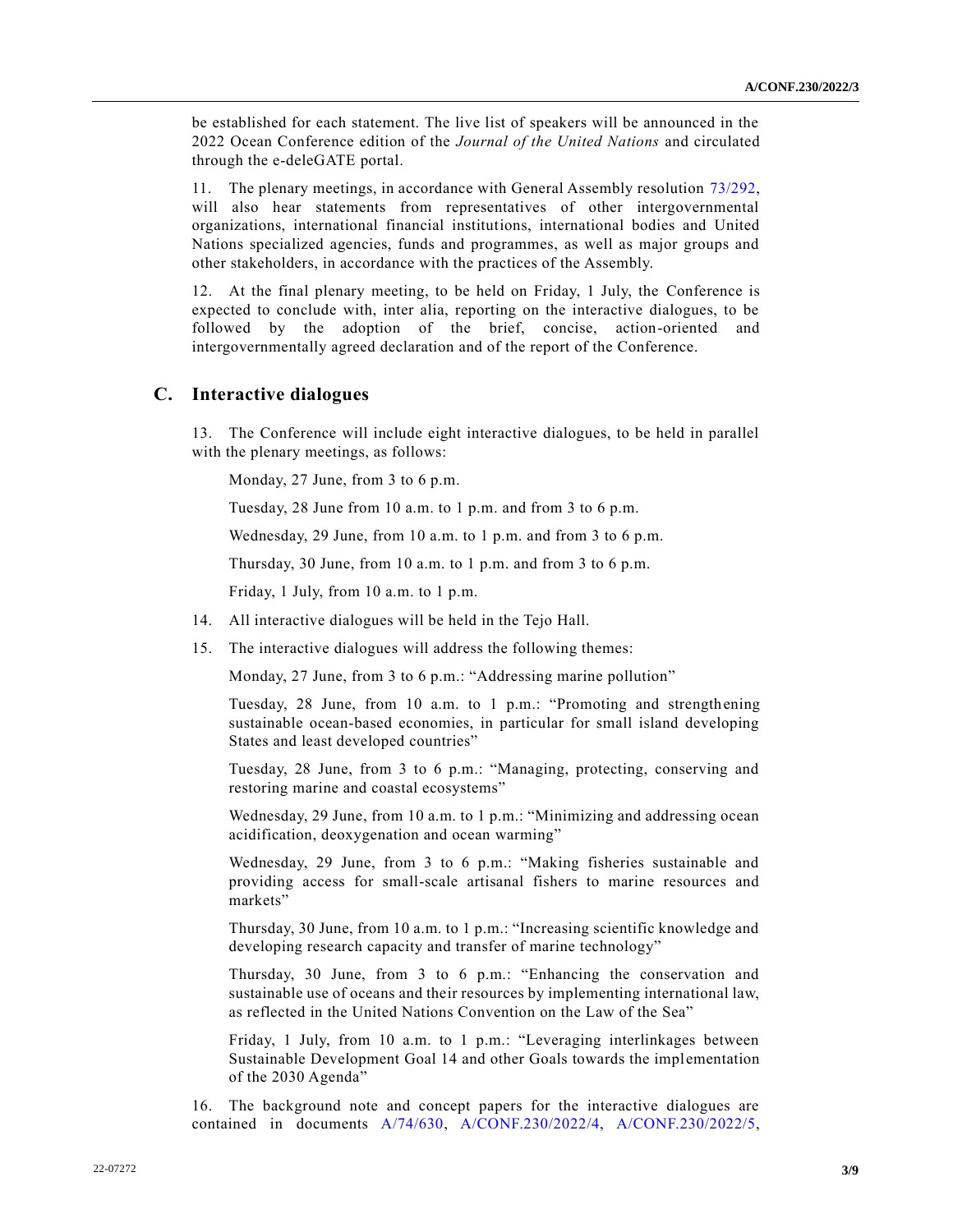be established for each statement. The live list of speakers will be announced in the 2022 Ocean Conference edition of the *Journal of the United Nations* and circulated through the e-deleGATE portal.

11. The plenary meetings, in accordance with General Assembly resolution 73/292, will also hear statements from representatives of other intergovernmental organizations, international financial institutions, international bodies and United Nations specialized agencies, funds and programmes, as well as major groups and other stakeholders, in accordance with the practices of the Assembly.

12. At the final plenary meeting, to be held on Friday, 1 July, the Conference is expected to conclude with, inter alia, reporting on the interactive dialogues, to be followed by the adoption of the brief, concise, action-oriented and intergovernmentally agreed declaration and of the report of the Conference.

## C. Interactive dialogues

13. The Conference will include eight interactive dialogues, to be held in parallel with the plenary meetings, as follows:

Monday, 27 June, from 3 to 6 p.m.

Tuesday, 28 June from 10 a.m. to 1 p.m. and from 3 to 6 p.m.

Wednesday, 29 June, from 10 a.m. to 1 p.m. and from 3 to 6 p.m.

Thursday, 30 June, from 10 a.m. to 1 p.m. and from 3 to 6 p.m.

Friday, 1 July, from 10 a.m. to 1 p.m.

14. All interactive dialogues will be held in the Tejo Hall.

15. The interactive dialogues will address the following themes:

Monday, 27 June, from 3 to 6 p.m.: "Addressing marine pollution"

Tuesday, 28 June, from 10 a.m. to 1 p.m.: "Promoting and strengthening sustainable ocean-based economies, in particular for small island developing States and least developed countries"

Tuesday, 28 June, from 3 to 6 p.m.: "Managing, protecting, conserving and restoring marine and coastal ecosystems"

Wednesday, 29 June, from 10 a.m. to 1 p.m.: "Minimizing and addressing ocean acidification, deoxygenation and ocean warming"

Wednesday, 29 June, from 3 to 6 p.m.: "Making fisheries sustainable and providing access for small-scale artisanal fishers to marine resources and markets"

Thursday, 30 June, from 10 a.m. to 1 p.m.: "Increasing scientific knowledge and developing research capacity and transfer of marine technology"

Thursday, 30 June, from 3 to 6 p.m.: "Enhancing the conservation and sustainable use of oceans and their resources by implementing international law, as reflected in the United Nations Convention on the Law of the Sea"

Friday, 1 July, from 10 a.m. to 1 p.m.: "Leveraging interlinkages between Sustainable Development Goal 14 and other Goals towards the implementation of the 2030 Agenda"

16. The background note and concept papers for the interactive dialogues are contained in documents A/74/630, A/CONF.230/2022/4, A/CONF.230/2022/5,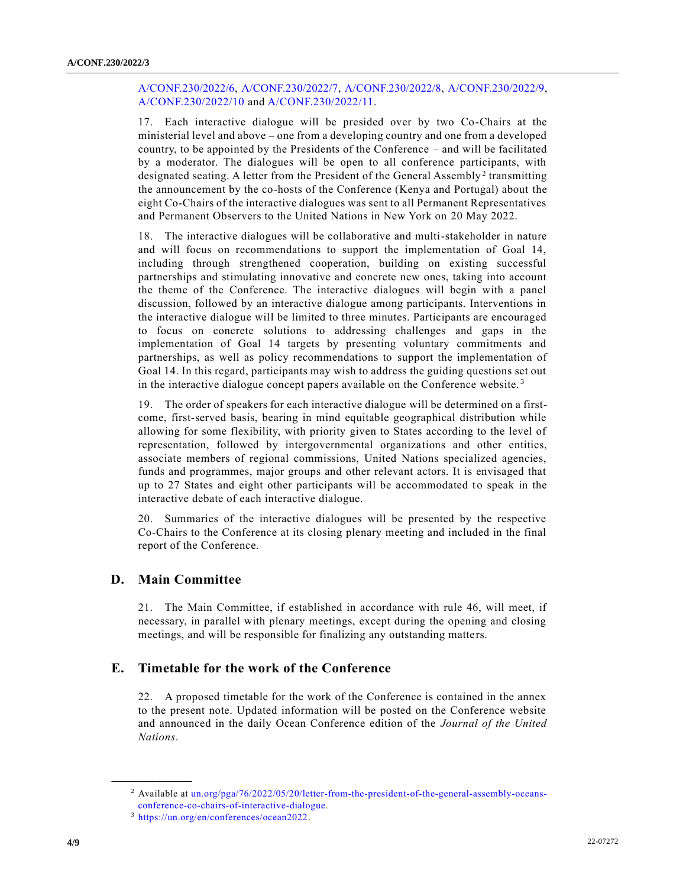A/CONF.230/2022/6, A/CONF.230/2022/7, A/CONF.230/2022/8, A/CONF.230/2022/9, A/CONF.230/2022/10 and A/CONF.230/2022/11.

17. Each interactive dialogue will be presided over by two Co-Chairs at the ministerial level and above – one from a developing country and one from a developed country, to be appointed by the Presidents of the Conference – and will be facilitated by a moderator. The dialogues will be open to all conference participants, with designated seating. A letter from the President of the General Assembly[2] transmitting the announcement by the co-hosts of the Conference (Kenya and Portugal) about the eight Co-Chairs of the interactive dialogues was sent to all Permanent Representatives and Permanent Observers to the United Nations in New York on 20 May 2022.

18. The interactive dialogues will be collaborative and multi-stakeholder in nature and will focus on recommendations to support the implementation of Goal 14, including through strengthened cooperation, building on existing successful partnerships and stimulating innovative and concrete new ones, taking into account the theme of the Conference. The interactive dialogues will begin with a panel discussion, followed by an interactive dialogue among participants. Interventions in the interactive dialogue will be limited to three minutes. Participants are encouraged to focus on concrete solutions to addressing challenges and gaps in the implementation of Goal 14 targets by presenting voluntary commitments and partnerships, as well as policy recommendations to support the implementation of Goal 14. In this regard, participants may wish to address the guiding questions set out in the interactive dialogue concept papers available on the Conference website.[3]

19. The order of speakers for each interactive dialogue will be determined on a first-come, first-served basis, bearing in mind equitable geographical distribution while allowing for some flexibility, with priority given to States according to the level of representation, followed by intergovernmental organizations and other entities, associate members of regional commissions, United Nations specialized agencies, funds and programmes, major groups and other relevant actors. It is envisaged that up to 27 States and eight other participants will be accommodated to speak in the interactive debate of each interactive dialogue.

20. Summaries of the interactive dialogues will be presented by the respective Co-Chairs to the Conference at its closing plenary meeting and included in the final report of the Conference.

## D. Main Committee

21. The Main Committee, if established in accordance with rule 46, will meet, if necessary, in parallel with plenary meetings, except during the opening and closing meetings, and will be responsible for finalizing any outstanding matters.

## E. Timetable for the work of the Conference

22. A proposed timetable for the work of the Conference is contained in the annex to the present note. Updated information will be posted on the Conference website and announced in the daily Ocean Conference edition of the *Journal of the United Nations*.

---

[2] Available at un.org/pga/76/2022/05/20/letter-from-the-president-of-the-general-assembly-oceans-conference-co-chairs-of-interactive-dialogue.

[3] https://un.org/en/conferences/ocean2022.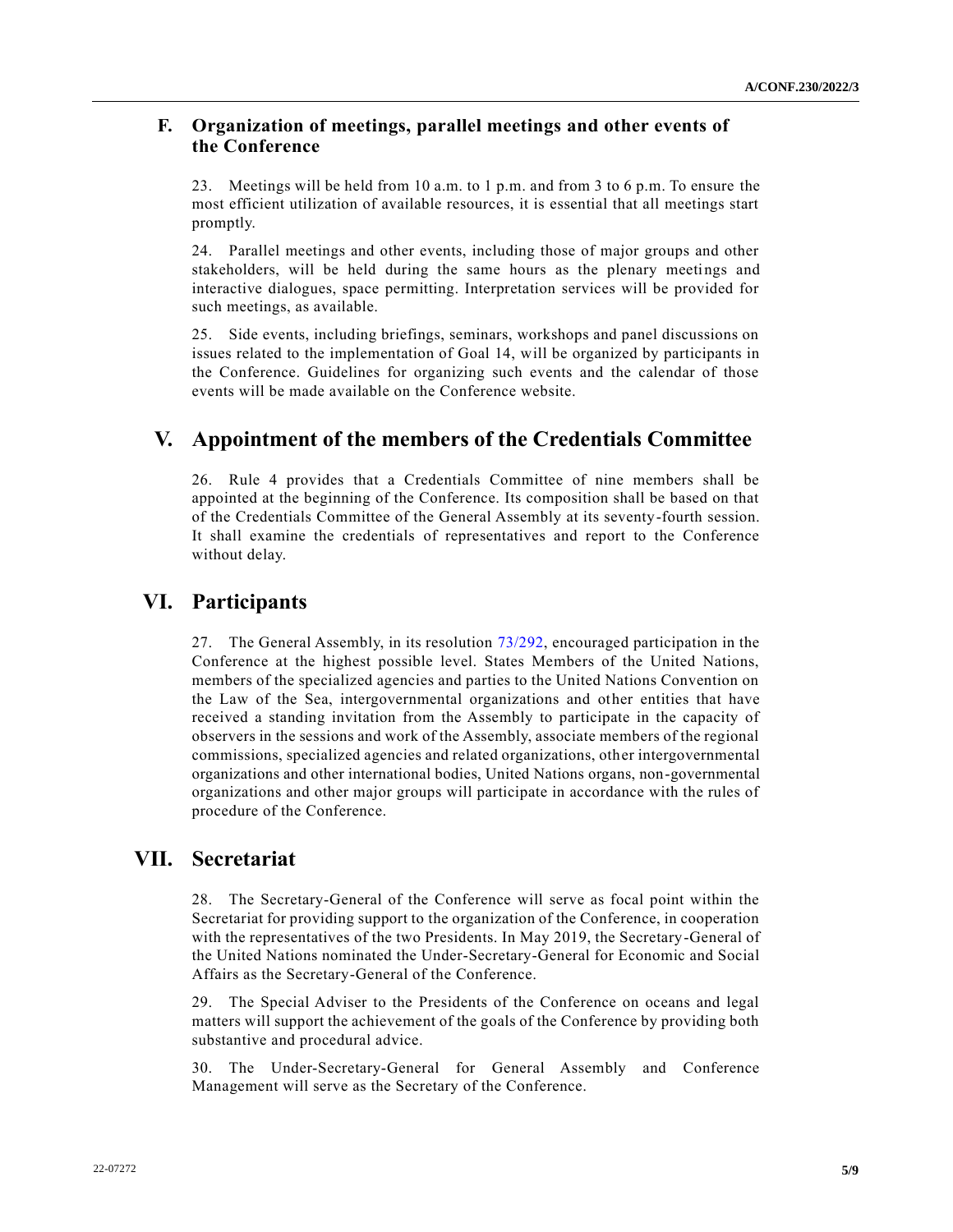### F. Organization of meetings, parallel meetings and other events of the Conference

23. Meetings will be held from 10 a.m. to 1 p.m. and from 3 to 6 p.m. To ensure the most efficient utilization of available resources, it is essential that all meetings start promptly.

24. Parallel meetings and other events, including those of major groups and other stakeholders, will be held during the same hours as the plenary meetings and interactive dialogues, space permitting. Interpretation services will be provided for such meetings, as available.

25. Side events, including briefings, seminars, workshops and panel discussions on issues related to the implementation of Goal 14, will be organized by participants in the Conference. Guidelines for organizing such events and the calendar of those events will be made available on the Conference website.

## V. Appointment of the members of the Credentials Committee

26. Rule 4 provides that a Credentials Committee of nine members shall be appointed at the beginning of the Conference. Its composition shall be based on that of the Credentials Committee of the General Assembly at its seventy-fourth session. It shall examine the credentials of representatives and report to the Conference without delay.

## VI. Participants

27. The General Assembly, in its resolution 73/292, encouraged participation in the Conference at the highest possible level. States Members of the United Nations, members of the specialized agencies and parties to the United Nations Convention on the Law of the Sea, intergovernmental organizations and other entities that have received a standing invitation from the Assembly to participate in the capacity of observers in the sessions and work of the Assembly, associate members of the regional commissions, specialized agencies and related organizations, other intergovernmental organizations and other international bodies, United Nations organs, non-governmental organizations and other major groups will participate in accordance with the rules of procedure of the Conference.

## VII. Secretariat

28. The Secretary-General of the Conference will serve as focal point within the Secretariat for providing support to the organization of the Conference, in cooperation with the representatives of the two Presidents. In May 2019, the Secretary-General of the United Nations nominated the Under-Secretary-General for Economic and Social Affairs as the Secretary-General of the Conference.

29. The Special Adviser to the Presidents of the Conference on oceans and legal matters will support the achievement of the goals of the Conference by providing both substantive and procedural advice.

30. The Under-Secretary-General for General Assembly and Conference Management will serve as the Secretary of the Conference.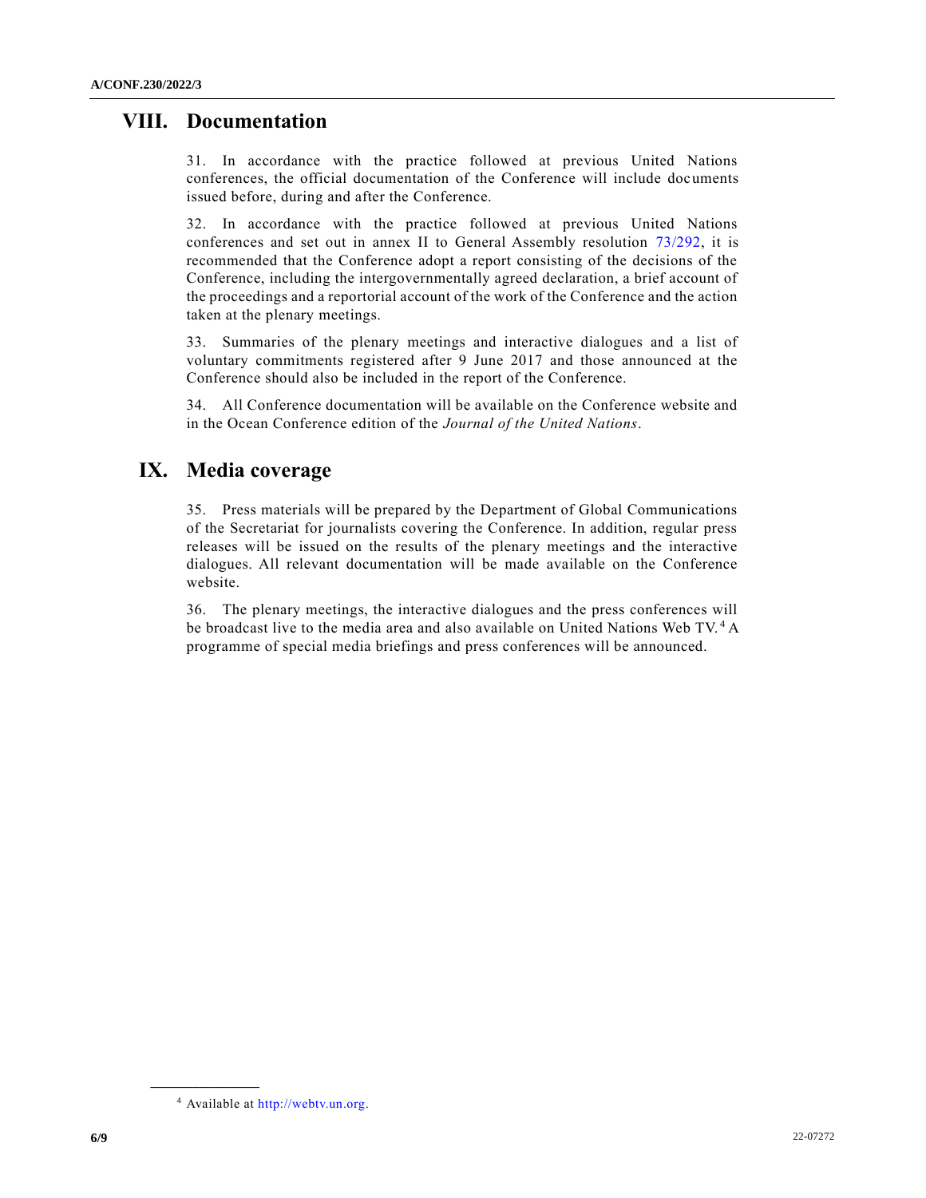# VIII. Documentation

31. In accordance with the practice followed at previous United Nations conferences, the official documentation of the Conference will include documents issued before, during and after the Conference.

32. In accordance with the practice followed at previous United Nations conferences and set out in annex II to General Assembly resolution 73/292, it is recommended that the Conference adopt a report consisting of the decisions of the Conference, including the intergovernmentally agreed declaration, a brief account of the proceedings and a reportorial account of the work of the Conference and the action taken at the plenary meetings.

33. Summaries of the plenary meetings and interactive dialogues and a list of voluntary commitments registered after 9 June 2017 and those announced at the Conference should also be included in the report of the Conference.

34. All Conference documentation will be available on the Conference website and in the Ocean Conference edition of the *Journal of the United Nations*.

# IX. Media coverage

35. Press materials will be prepared by the Department of Global Communications of the Secretariat for journalists covering the Conference. In addition, regular press releases will be issued on the results of the plenary meetings and the interactive dialogues. All relevant documentation will be made available on the Conference website.

36. The plenary meetings, the interactive dialogues and the press conferences will be broadcast live to the media area and also available on United Nations Web TV.[4] A programme of special media briefings and press conferences will be announced.

---

[4] Available at http://webtv.un.org.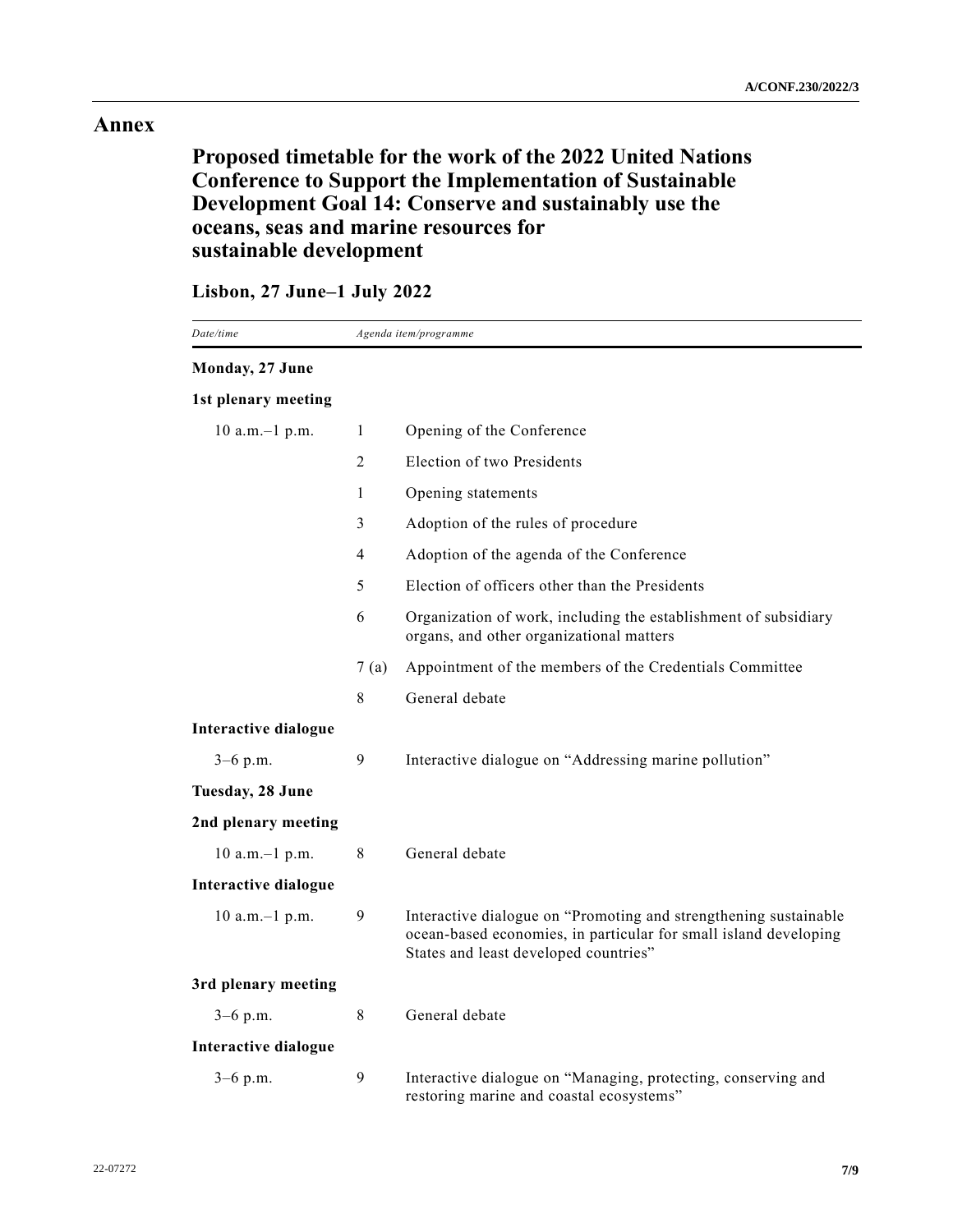# Annex

## Proposed timetable for the work of the 2022 United Nations Conference to Support the Implementation of Sustainable Development Goal 14: Conserve and sustainably use the oceans, seas and marine resources for sustainable development

### Lisbon, 27 June–1 July 2022

| *Date/time* | *Agenda item/programme* | |
|---|---|---|
| **Monday, 27 June** | | |
| **1st plenary meeting** | | |
| 10 a.m.–1 p.m. | 1 | Opening of the Conference |
| | 2 | Election of two Presidents |
| | 1 | Opening statements |
| | 3 | Adoption of the rules of procedure |
| | 4 | Adoption of the agenda of the Conference |
| | 5 | Election of officers other than the Presidents |
| | 6 | Organization of work, including the establishment of subsidiary organs, and other organizational matters |
| | 7 (a) | Appointment of the members of the Credentials Committee |
| | 8 | General debate |
| **Interactive dialogue** | | |
| 3–6 p.m. | 9 | Interactive dialogue on "Addressing marine pollution" |
| **Tuesday, 28 June** | | |
| **2nd plenary meeting** | | |
| 10 a.m.–1 p.m. | 8 | General debate |
| **Interactive dialogue** | | |
| 10 a.m.–1 p.m. | 9 | Interactive dialogue on "Promoting and strengthening sustainable ocean-based economies, in particular for small island developing States and least developed countries" |
| **3rd plenary meeting** | | |
| 3–6 p.m. | 8 | General debate |
| **Interactive dialogue** | | |
| 3–6 p.m. | 9 | Interactive dialogue on "Managing, protecting, conserving and restoring marine and coastal ecosystems" |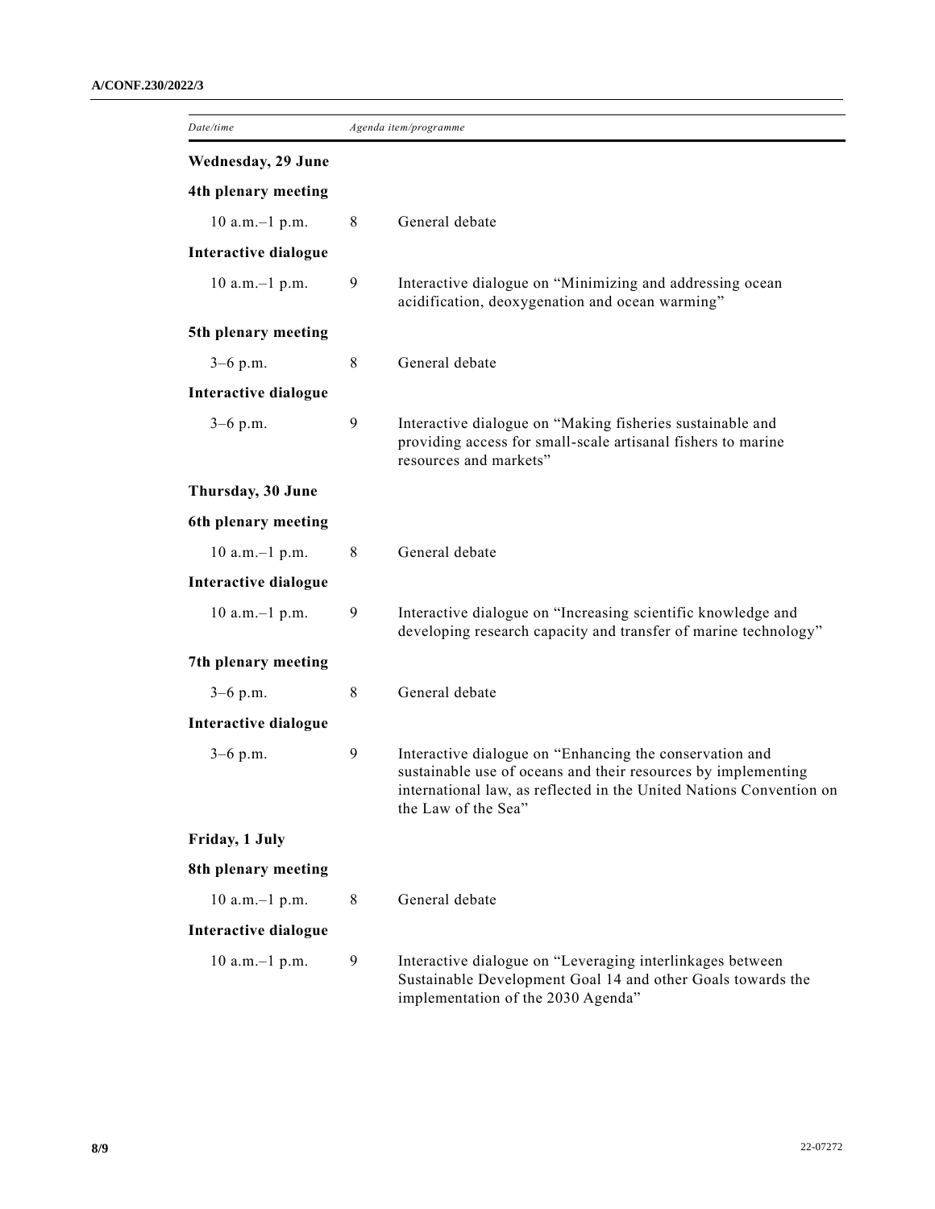| *Date/time* | | *Agenda item/programme* |
|---|---|---|
| **Wednesday, 29 June** | | |
| **4th plenary meeting** | | |
| 10 a.m.–1 p.m. | 8 | General debate |
| **Interactive dialogue** | | |
| 10 a.m.–1 p.m. | 9 | Interactive dialogue on “Minimizing and addressing ocean acidification, deoxygenation and ocean warming” |
| **5th plenary meeting** | | |
| 3–6 p.m. | 8 | General debate |
| **Interactive dialogue** | | |
| 3–6 p.m. | 9 | Interactive dialogue on “Making fisheries sustainable and providing access for small-scale artisanal fishers to marine resources and markets” |
| **Thursday, 30 June** | | |
| **6th plenary meeting** | | |
| 10 a.m.–1 p.m. | 8 | General debate |
| **Interactive dialogue** | | |
| 10 a.m.–1 p.m. | 9 | Interactive dialogue on “Increasing scientific knowledge and developing research capacity and transfer of marine technology” |
| **7th plenary meeting** | | |
| 3–6 p.m. | 8 | General debate |
| **Interactive dialogue** | | |
| 3–6 p.m. | 9 | Interactive dialogue on “Enhancing the conservation and sustainable use of oceans and their resources by implementing international law, as reflected in the United Nations Convention on the Law of the Sea” |
| **Friday, 1 July** | | |
| **8th plenary meeting** | | |
| 10 a.m.–1 p.m. | 8 | General debate |
| **Interactive dialogue** | | |
| 10 a.m.–1 p.m. | 9 | Interactive dialogue on “Leveraging interlinkages between Sustainable Development Goal 14 and other Goals towards the implementation of the 2030 Agenda” |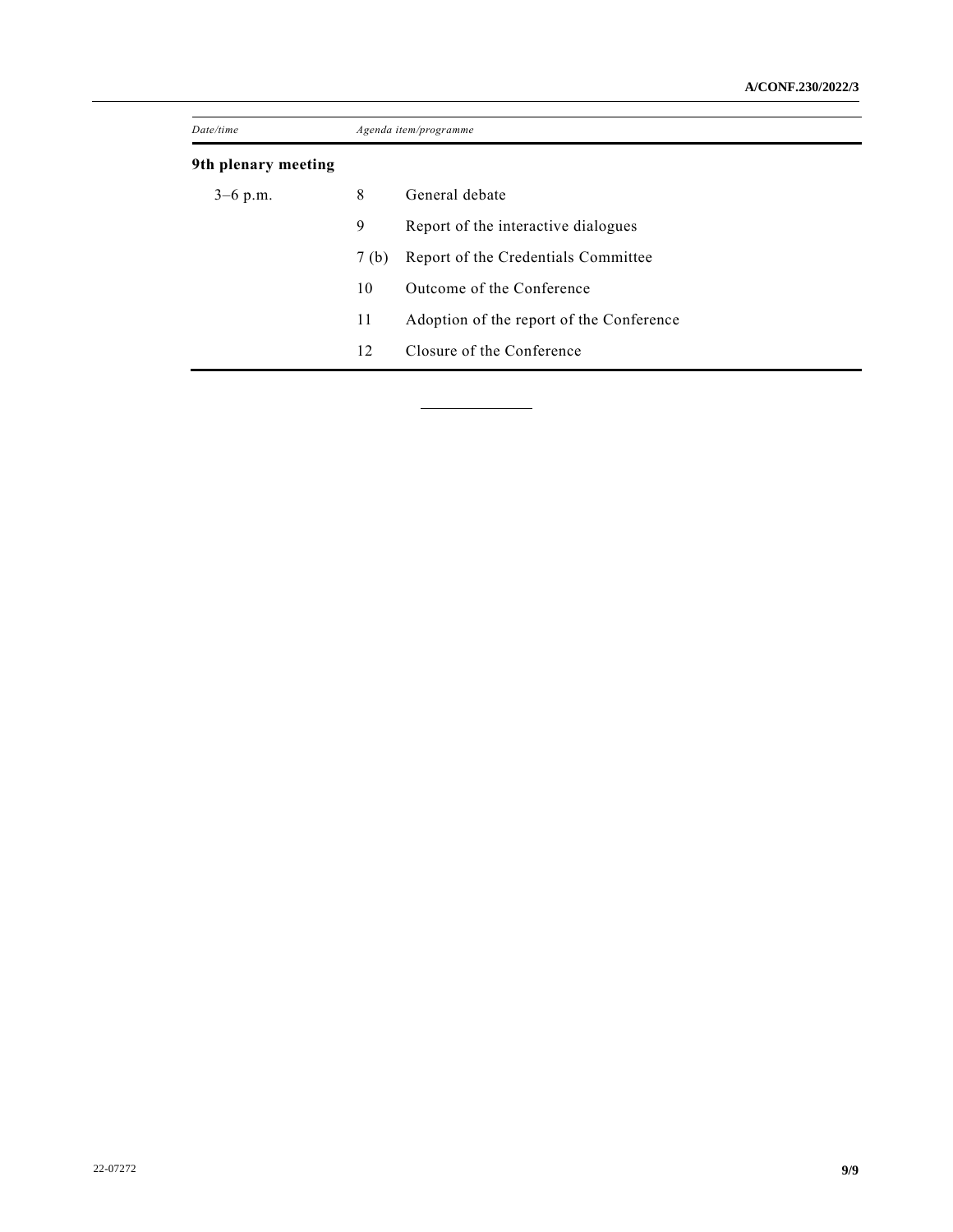| Date/time | | Agenda item/programme |
|---|---|---|
| **9th plenary meeting** | | |
| 3–6 p.m. | 8 | General debate |
| | 9 | Report of the interactive dialogues |
| | 7 (b) | Report of the Credentials Committee |
| | 10 | Outcome of the Conference |
| | 11 | Adoption of the report of the Conference |
| | 12 | Closure of the Conference |